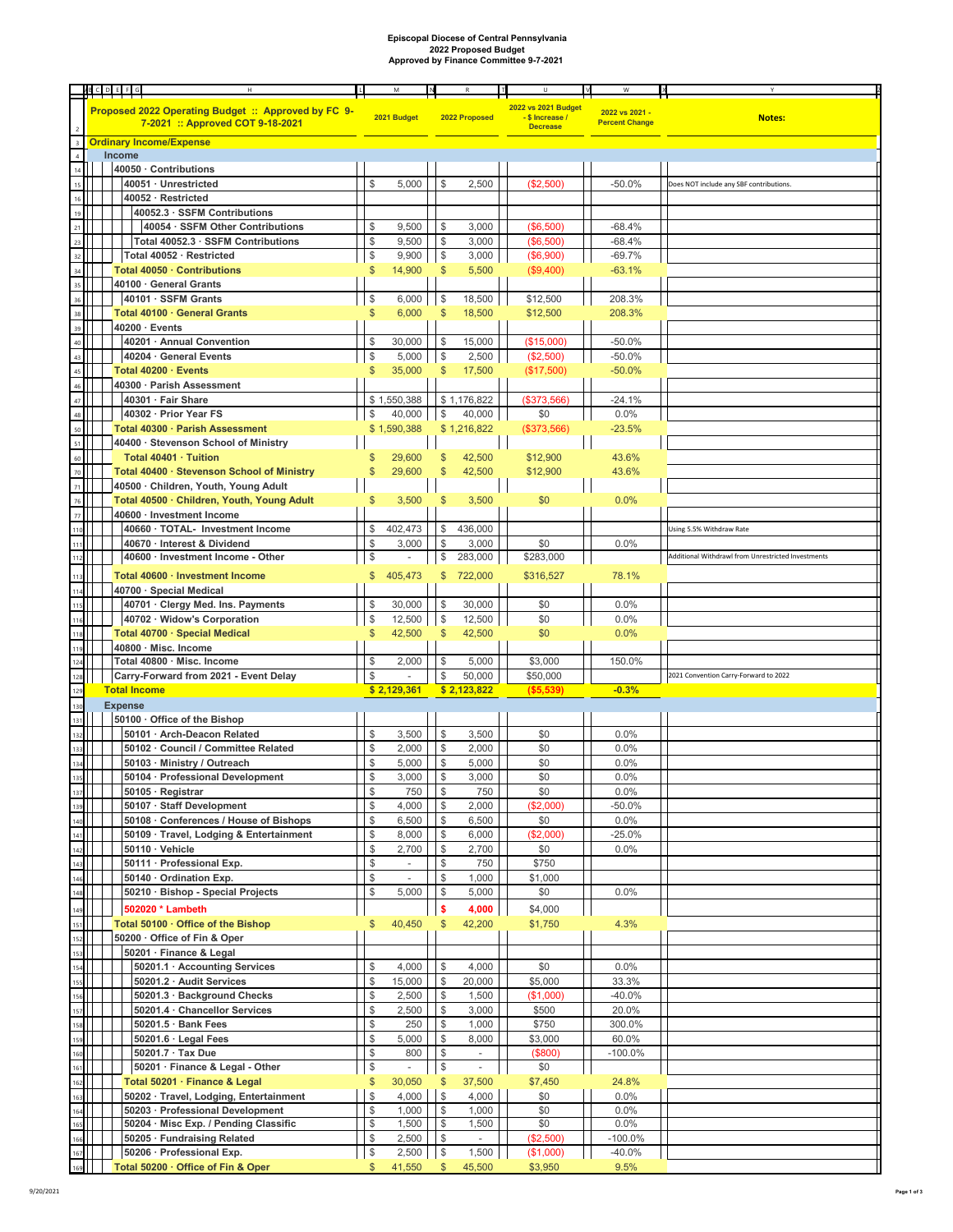**Episcopal Diocese of Central Pennsylvania**
**2022 Proposed Budget**
**Approved by Finance Committee 9-7-2021**

| Proposed 2022 Operating Budget :: Approved by FC 9-7-2021 :: Approved COT 9-18-2021 | 2021 Budget | 2022 Proposed | 2022 vs 2021 Budget - $ Increase / Decrease | 2022 vs 2021 - Percent Change | Notes: |
|---|---|---|---|---|---|
| **Ordinary Income/Expense** | | | | | |
| **Income** | | | | | |
| 40050 · Contributions | | | | | |
| 40051 · Unrestricted | $ 5,000 | $ 2,500 | ($2,500) | -50.0% | Does NOT include any SBF contributions. |
| 40052 · Restricted | | | | | |
| 40052.3 · SSFM Contributions | | | | | |
| 40054 · SSFM Other Contributions | $ 9,500 | $ 3,000 | ($6,500) | -68.4% | |
| Total 40052.3 · SSFM Contributions | $ 9,500 | $ 3,000 | ($6,500) | -68.4% | |
| Total 40052 · Restricted | $ 9,900 | $ 3,000 | ($6,900) | -69.7% | |
| **Total 40050 · Contributions** | $ 14,900 | $ 5,500 | ($9,400) | -63.1% | |
| 40100 · General Grants | | | | | |
| 40101 · SSFM Grants | $ 6,000 | $ 18,500 | $12,500 | 208.3% | |
| **Total 40100 · General Grants** | $ 6,000 | $ 18,500 | $12,500 | 208.3% | |
| 40200 · Events | | | | | |
| 40201 · Annual Convention | $ 30,000 | $ 15,000 | ($15,000) | -50.0% | |
| 40204 · General Events | $ 5,000 | $ 2,500 | ($2,500) | -50.0% | |
| **Total 40200 · Events** | $ 35,000 | $ 17,500 | ($17,500) | -50.0% | |
| 40300 · Parish Assessment | | | | | |
| 40301 · Fair Share | $ 1,550,388 | $ 1,176,822 | ($373,566) | -24.1% | |
| 40302 · Prior Year FS | $ 40,000 | $ 40,000 | $0 | 0.0% | |
| **Total 40300 · Parish Assessment** | $ 1,590,388 | $ 1,216,822 | ($373,566) | -23.5% | |
| 40400 · Stevenson School of Ministry | | | | | |
| **Total 40401 · Tuition** | $ 29,600 | $ 42,500 | $12,900 | 43.6% | |
| **Total 40400 · Stevenson School of Ministry** | $ 29,600 | $ 42,500 | $12,900 | 43.6% | |
| 40500 · Children, Youth, Young Adult | | | | | |
| **Total 40500 · Children, Youth, Young Adult** | $ 3,500 | $ 3,500 | $0 | 0.0% | |
| 40600 · Investment Income | | | | | |
| 40660 · TOTAL- Investment Income | $ 402,473 | $ 436,000 | | | Using 5.5% Withdraw Rate |
| 40670 · Interest & Dividend | $ 3,000 | $ 3,000 | $0 | 0.0% | |
| 40600 · Investment Income - Other | $ - | $ 283,000 | $283,000 | | Additional Withdrawl from Unrestricted Investments |
| **Total 40600 · Investment Income** | $ 405,473 | $ 722,000 | $316,527 | 78.1% | |
| 40700 · Special Medical | | | | | |
| 40701 · Clergy Med. Ins. Payments | $ 30,000 | $ 30,000 | $0 | 0.0% | |
| 40702 · Widow's Corporation | $ 12,500 | $ 12,500 | $0 | 0.0% | |
| **Total 40700 · Special Medical** | $ 42,500 | $ 42,500 | $0 | 0.0% | |
| 40800 · Misc. Income | | | | | |
| Total 40800 · Misc. Income | $ 2,000 | $ 5,000 | $3,000 | 150.0% | |
| Carry-Forward from 2021 - Event Delay | $ - | $ 50,000 | $50,000 | | 2021 Convention Carry-Forward to 2022 |
| **Total Income** | **$ 2,129,361** | **$ 2,123,822** | **($5,539)** | **-0.3%** | |
| **Expense** | | | | | |
| 50100 · Office of the Bishop | | | | | |
| 50101 · Arch-Deacon Related | $ 3,500 | $ 3,500 | $0 | 0.0% | |
| 50102 · Council / Committee Related | $ 2,000 | $ 2,000 | $0 | 0.0% | |
| 50103 · Ministry / Outreach | $ 5,000 | $ 5,000 | $0 | 0.0% | |
| 50104 · Professional Development | $ 3,000 | $ 3,000 | $0 | 0.0% | |
| 50105 · Registrar | $ 750 | $ 750 | $0 | 0.0% | |
| 50107 · Staff Development | $ 4,000 | $ 2,000 | ($2,000) | -50.0% | |
| 50108 · Conferences / House of Bishops | $ 6,500 | $ 6,500 | $0 | 0.0% | |
| 50109 · Travel, Lodging & Entertainment | $ 8,000 | $ 6,000 | ($2,000) | -25.0% | |
| 50110 · Vehicle | $ 2,700 | $ 2,700 | $0 | 0.0% | |
| 50111 · Professional Exp. | $ - | $ 750 | $750 | | |
| 50140 · Ordination Exp. | $ - | $ 1,000 | $1,000 | | |
| 50210 · Bishop - Special Projects | $ 5,000 | $ 5,000 | $0 | 0.0% | |
| 502020 * Lambeth | | $ 4,000 | $4,000 | | |
| **Total 50100 · Office of the Bishop** | $ 40,450 | $ 42,200 | $1,750 | 4.3% | |
| 50200 · Office of Fin & Oper | | | | | |
| 50201 · Finance & Legal | | | | | |
| 50201.1 · Accounting Services | $ 4,000 | $ 4,000 | $0 | 0.0% | |
| 50201.2 · Audit Services | $ 15,000 | $ 20,000 | $5,000 | 33.3% | |
| 50201.3 · Background Checks | $ 2,500 | $ 1,500 | ($1,000) | -40.0% | |
| 50201.4 · Chancellor Services | $ 2,500 | $ 3,000 | $500 | 20.0% | |
| 50201.5 · Bank Fees | $ 250 | $ 1,000 | $750 | 300.0% | |
| 50201.6 · Legal Fees | $ 5,000 | $ 8,000 | $3,000 | 60.0% | |
| 50201.7 · Tax Due | $ 800 | $ - | ($800) | -100.0% | |
| 50201 · Finance & Legal - Other | $ - | $ - | $0 | | |
| **Total 50201 · Finance & Legal** | $ 30,050 | $ 37,500 | $7,450 | 24.8% | |
| 50202 · Travel, Lodging, Entertainment | $ 4,000 | $ 4,000 | $0 | 0.0% | |
| 50203 · Professional Development | $ 1,000 | $ 1,000 | $0 | 0.0% | |
| 50204 · Misc Exp. / Pending Classific | $ 1,500 | $ 1,500 | $0 | 0.0% | |
| 50205 · Fundraising Related | $ 2,500 | $ - | ($2,500) | -100.0% | |
| 50206 · Professional Exp. | $ 2,500 | $ 1,500 | ($1,000) | -40.0% | |
| **Total 50200 · Office of Fin & Oper** | $ 41,550 | $ 45,500 | $3,950 | 9.5% | |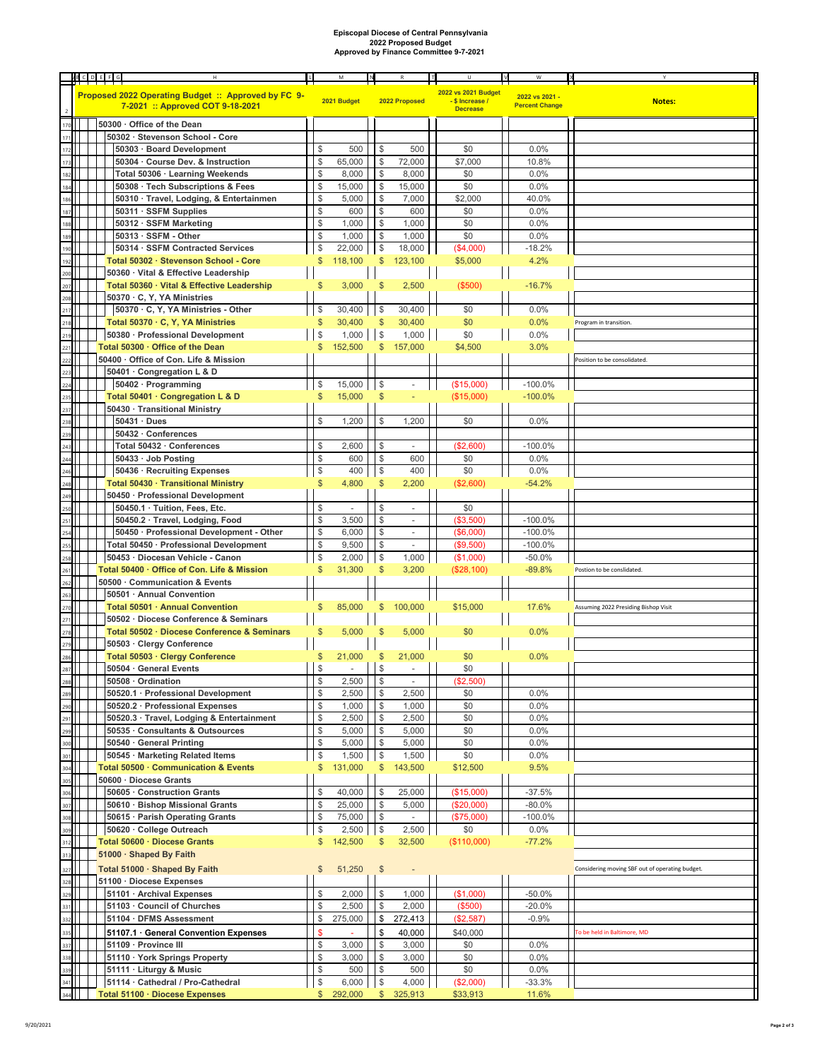**Episcopal Diocese of Central Pennsylvania**
**2022 Proposed Budget**
**Approved by Finance Committee 9-7-2021**

| Proposed 2022 Operating Budget :: Approved by FC 9-7-2021 :: Approved COT 9-18-2021 | 2021 Budget | 2022 Proposed | 2022 vs 2021 Budget - $ Increase / Decrease | 2022 vs 2021 - Percent Change | Notes: |
|---|---|---|---|---|---|
| 50300 · Office of the Dean | | | | | |
| 50302 · Stevenson School - Core | | | | | |
| 50303 · Board Development | $ 500 | $ 500 | $0 | 0.0% | |
| 50304 · Course Dev. & Instruction | $ 65,000 | $ 72,000 | $7,000 | 10.8% | |
| Total 50306 · Learning Weekends | $ 8,000 | $ 8,000 | $0 | 0.0% | |
| 50308 · Tech Subscriptions & Fees | $ 15,000 | $ 15,000 | $0 | 0.0% | |
| 50310 · Travel, Lodging, & Entertainmen | $ 5,000 | $ 7,000 | $2,000 | 40.0% | |
| 50311 · SSFM Supplies | $ 600 | $ 600 | $0 | 0.0% | |
| 50312 · SSFM Marketing | $ 1,000 | $ 1,000 | $0 | 0.0% | |
| 50313 · SSFM - Other | $ 1,000 | $ 1,000 | $0 | 0.0% | |
| 50314 · SSFM Contracted Services | $ 22,000 | $ 18,000 | ($4,000) | -18.2% | |
| Total 50302 · Stevenson School - Core | $ 118,100 | $ 123,100 | $5,000 | 4.2% | |
| 50360 · Vital & Effective Leadership | | | | | |
| Total 50360 · Vital & Effective Leadership | $ 3,000 | $ 2,500 | ($500) | -16.7% | |
| 50370 · C, Y, YA Ministries | | | | | |
| 50370 · C, Y, YA Ministries - Other | $ 30,400 | $ 30,400 | $0 | 0.0% | |
| Total 50370 · C, Y, YA Ministries | $ 30,400 | $ 30,400 | $0 | 0.0% | Program in transition. |
| 50380 · Professional Development | $ 1,000 | $ 1,000 | $0 | 0.0% | |
| Total 50300 · Office of the Dean | $ 152,500 | $ 157,000 | $4,500 | 3.0% | |
| 50400 · Office of Con. Life & Mission | | | | | Position to be consolidated. |
| 50401 · Congregation L & D | | | | | |
| 50402 · Programming | $ 15,000 | $ - | ($15,000) | -100.0% | |
| Total 50401 · Congregation L & D | $ 15,000 | $ - | ($15,000) | -100.0% | |
| 50430 · Transitional Ministry | | | | | |
| 50431 · Dues | $ 1,200 | $ 1,200 | $0 | 0.0% | |
| 50432 · Conferences | | | | | |
| Total 50432 · Conferences | $ 2,600 | $ - | ($2,600) | -100.0% | |
| 50433 · Job Posting | $ 600 | $ 600 | $0 | 0.0% | |
| 50436 · Recruiting Expenses | $ 400 | $ 400 | $0 | 0.0% | |
| Total 50430 · Transitional Ministry | $ 4,800 | $ 2,200 | ($2,600) | -54.2% | |
| 50450 · Professional Development | | | | | |
| 50450.1 · Tuition, Fees, Etc. | $ - | $ - | $0 | | |
| 50450.2 · Travel, Lodging, Food | $ 3,500 | $ - | ($3,500) | -100.0% | |
| 50450 · Professional Development - Other | $ 6,000 | $ - | ($6,000) | -100.0% | |
| Total 50450 · Professional Development | $ 9,500 | $ - | ($9,500) | -100.0% | |
| 50453 · Diocesan Vehicle - Canon | $ 2,000 | $ 1,000 | ($1,000) | -50.0% | |
| Total 50400 · Office of Con. Life & Mission | $ 31,300 | $ 3,200 | ($28,100) | -89.8% | Postion to be conslidated. |
| 50500 · Communication & Events | | | | | |
| 50501 · Annual Convention | | | | | |
| Total 50501 · Annual Convention | $ 85,000 | $ 100,000 | $15,000 | 17.6% | Assuming 2022 Presiding Bishop Visit |
| 50502 · Diocese Conference & Seminars | | | | | |
| Total 50502 · Diocese Conference & Seminars | $ 5,000 | $ 5,000 | $0 | 0.0% | |
| 50503 · Clergy Conference | | | | | |
| Total 50503 · Clergy Conference | $ 21,000 | $ 21,000 | $0 | 0.0% | |
| 50504 · General Events | $ - | $ - | $0 | | |
| 50508 · Ordination | $ 2,500 | $ - | ($2,500) | | |
| 50520.1 · Professional Development | $ 2,500 | $ 2,500 | $0 | 0.0% | |
| 50520.2 · Professional Expenses | $ 1,000 | $ 1,000 | $0 | 0.0% | |
| 50520.3 · Travel, Lodging & Entertainment | $ 2,500 | $ 2,500 | $0 | 0.0% | |
| 50535 · Consultants & Outsources | $ 5,000 | $ 5,000 | $0 | 0.0% | |
| 50540 · General Printing | $ 5,000 | $ 5,000 | $0 | 0.0% | |
| 50545 · Marketing Related Items | $ 1,500 | $ 1,500 | $0 | 0.0% | |
| Total 50500 · Communication & Events | $ 131,000 | $ 143,500 | $12,500 | 9.5% | |
| 50600 · Diocese Grants | | | | | |
| 50605 · Construction Grants | $ 40,000 | $ 25,000 | ($15,000) | -37.5% | |
| 50610 · Bishop Missional Grants | $ 25,000 | $ 5,000 | ($20,000) | -80.0% | |
| 50615 · Parish Operating Grants | $ 75,000 | $ - | ($75,000) | -100.0% | |
| 50620 · College Outreach | $ 2,500 | $ 2,500 | $0 | 0.0% | |
| Total 50600 · Diocese Grants | $ 142,500 | $ 32,500 | ($110,000) | -77.2% | |
| 51000 · Shaped By Faith | | | | | |
| Total 51000 · Shaped By Faith | $ 51,250 | $ - | | | Considering moving SBF out of operating budget. |
| 51100 · Diocese Expenses | | | | | |
| 51101 · Archival Expenses | $ 2,000 | $ 1,000 | ($1,000) | -50.0% | |
| 51103 · Council of Churches | $ 2,500 | $ 2,000 | ($500) | -20.0% | |
| 51104 · DFMS Assessment | $ 275,000 | $ 272,413 | ($2,587) | -0.9% | |
| 51107.1 · General Convention Expenses | $ - | $ 40,000 | $40,000 | | To be held in Baltimore, MD |
| 51109 · Province III | $ 3,000 | $ 3,000 | $0 | 0.0% | |
| 51110 · York Springs Property | $ 3,000 | $ 3,000 | $0 | 0.0% | |
| 51111 · Liturgy & Music | $ 500 | $ 500 | $0 | 0.0% | |
| 51114 · Cathedral / Pro-Cathedral | $ 6,000 | $ 4,000 | ($2,000) | -33.3% | |
| Total 51100 · Diocese Expenses | $ 292,000 | $ 325,913 | $33,913 | 11.6% | |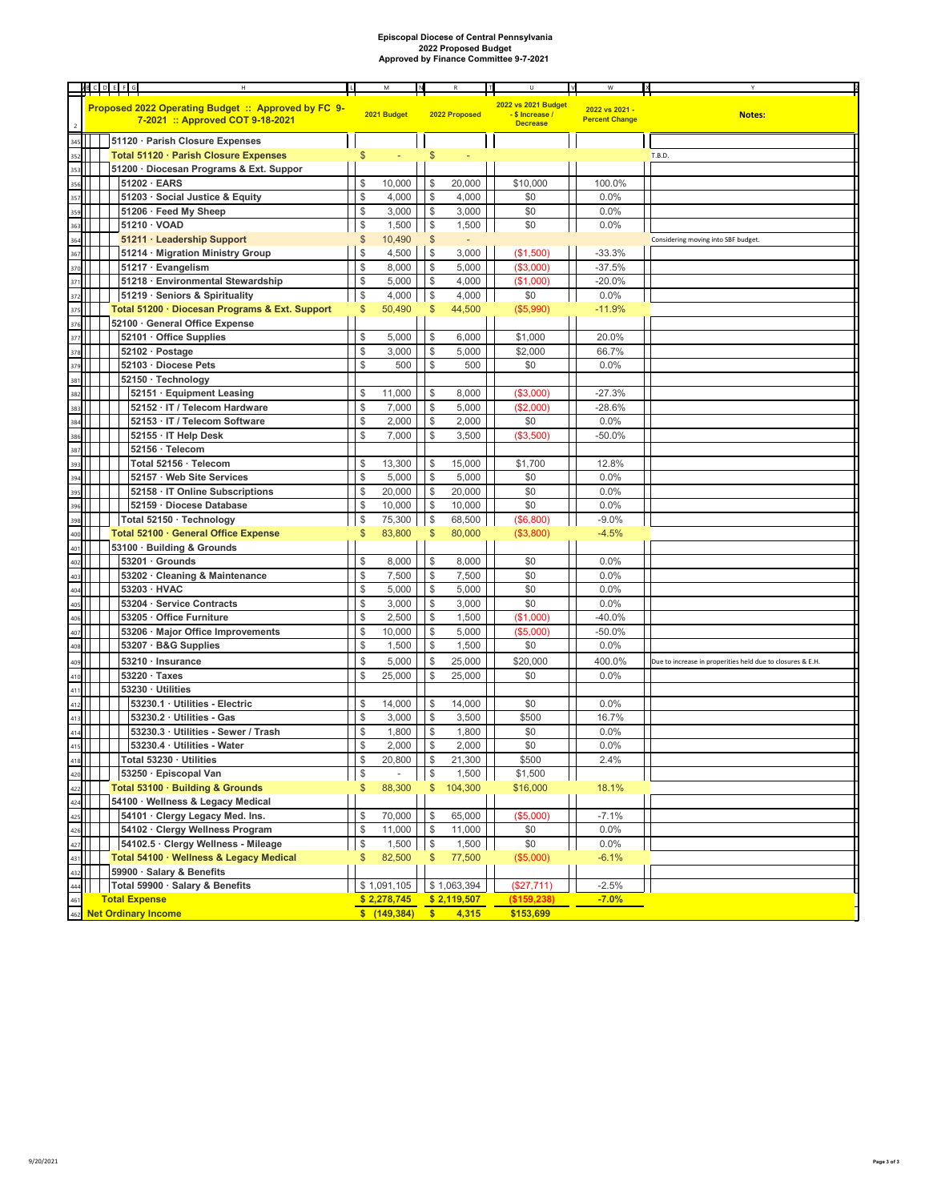**Episcopal Diocese of Central Pennsylvania**
**2022 Proposed Budget**
**Approved by Finance Committee 9-7-2021**

| Proposed 2022 Operating Budget :: Approved by FC 9-7-2021 :: Approved COT 9-18-2021 | 2021 Budget | 2022 Proposed | 2022 vs 2021 Budget - $ Increase / Decrease | 2022 vs 2021 - Percent Change | Notes: |
|---|---|---|---|---|---|
| 51120 · Parish Closure Expenses | | | | | |
| Total 51120 · Parish Closure Expenses | $ - | $ - | | | T.B.D. |
| 51200 · Diocesan Programs & Ext. Suppor | | | | | |
| 51202 · EARS | $ 10,000 | $ 20,000 | $10,000 | 100.0% | |
| 51203 · Social Justice & Equity | $ 4,000 | $ 4,000 | $0 | 0.0% | |
| 51206 · Feed My Sheep | $ 3,000 | $ 3,000 | $0 | 0.0% | |
| 51210 · VOAD | $ 1,500 | $ 1,500 | $0 | 0.0% | |
| 51211 · Leadership Support | $ 10,490 | $ - | | | Considering moving into SBF budget. |
| 51214 · Migration Ministry Group | $ 4,500 | $ 3,000 | ($1,500) | -33.3% | |
| 51217 · Evangelism | $ 8,000 | $ 5,000 | ($3,000) | -37.5% | |
| 51218 · Environmental Stewardship | $ 5,000 | $ 4,000 | ($1,000) | -20.0% | |
| 51219 · Seniors & Spirituality | $ 4,000 | $ 4,000 | $0 | 0.0% | |
| Total 51200 · Diocesan Programs & Ext. Support | $ 50,490 | $ 44,500 | ($5,990) | -11.9% | |
| 52100 · General Office Expense | | | | | |
| 52101 · Office Supplies | $ 5,000 | $ 6,000 | $1,000 | 20.0% | |
| 52102 · Postage | $ 3,000 | $ 5,000 | $2,000 | 66.7% | |
| 52103 · Diocese Pets | $ 500 | $ 500 | $0 | 0.0% | |
| 52150 · Technology | | | | | |
| 52151 · Equipment Leasing | $ 11,000 | $ 8,000 | ($3,000) | -27.3% | |
| 52152 · IT / Telecom Hardware | $ 7,000 | $ 5,000 | ($2,000) | -28.6% | |
| 52153 · IT / Telecom Software | $ 2,000 | $ 2,000 | $0 | 0.0% | |
| 52155 · IT Help Desk | $ 7,000 | $ 3,500 | ($3,500) | -50.0% | |
| 52156 · Telecom | | | | | |
| Total 52156 · Telecom | $ 13,300 | $ 15,000 | $1,700 | 12.8% | |
| 52157 · Web Site Services | $ 5,000 | $ 5,000 | $0 | 0.0% | |
| 52158 · IT Online Subscriptions | $ 20,000 | $ 20,000 | $0 | 0.0% | |
| 52159 · Diocese Database | $ 10,000 | $ 10,000 | $0 | 0.0% | |
| Total 52150 · Technology | $ 75,300 | $ 68,500 | ($6,800) | -9.0% | |
| Total 52100 · General Office Expense | $ 83,800 | $ 80,000 | ($3,800) | -4.5% | |
| 53100 · Building & Grounds | | | | | |
| 53201 · Grounds | $ 8,000 | $ 8,000 | $0 | 0.0% | |
| 53202 · Cleaning & Maintenance | $ 7,500 | $ 7,500 | $0 | 0.0% | |
| 53203 · HVAC | $ 5,000 | $ 5,000 | $0 | 0.0% | |
| 53204 · Service Contracts | $ 3,000 | $ 3,000 | $0 | 0.0% | |
| 53205 · Office Furniture | $ 2,500 | $ 1,500 | ($1,000) | -40.0% | |
| 53206 · Major Office Improvements | $ 10,000 | $ 5,000 | ($5,000) | -50.0% | |
| 53207 · B&G Supplies | $ 1,500 | $ 1,500 | $0 | 0.0% | |
| 53210 · Insurance | $ 5,000 | $ 25,000 | $20,000 | 400.0% | Due to increase in properties held due to closures & E.H. |
| 53220 · Taxes | $ 25,000 | $ 25,000 | $0 | 0.0% | |
| 53230 · Utilities | | | | | |
| 53230.1 · Utilities - Electric | $ 14,000 | $ 14,000 | $0 | 0.0% | |
| 53230.2 · Utilities - Gas | $ 3,000 | $ 3,500 | $500 | 16.7% | |
| 53230.3 · Utilities - Sewer / Trash | $ 1,800 | $ 1,800 | $0 | 0.0% | |
| 53230.4 · Utilities - Water | $ 2,000 | $ 2,000 | $0 | 0.0% | |
| Total 53230 · Utilities | $ 20,800 | $ 21,300 | $500 | 2.4% | |
| 53250 · Episcopal Van | $ - | $ 1,500 | $1,500 | | |
| Total 53100 · Building & Grounds | $ 88,300 | $ 104,300 | $16,000 | 18.1% | |
| 54100 · Wellness & Legacy Medical | | | | | |
| 54101 · Clergy Legacy Med. Ins. | $ 70,000 | $ 65,000 | ($5,000) | -7.1% | |
| 54102 · Clergy Wellness Program | $ 11,000 | $ 11,000 | $0 | 0.0% | |
| 54102.5 · Clergy Wellness - Mileage | $ 1,500 | $ 1,500 | $0 | 0.0% | |
| Total 54100 · Wellness & Legacy Medical | $ 82,500 | $ 77,500 | ($5,000) | -6.1% | |
| 59900 · Salary & Benefits | | | | | |
| Total 59900 · Salary & Benefits | $ 1,091,105 | $ 1,063,394 | ($27,711) | -2.5% | |
| **Total Expense** | **$ 2,278,745** | **$ 2,119,507** | **($159,238)** | **-7.0%** | |
| **Net Ordinary Income** | **$ (149,384)** | **$ 4,315** | **$153,699** | | |